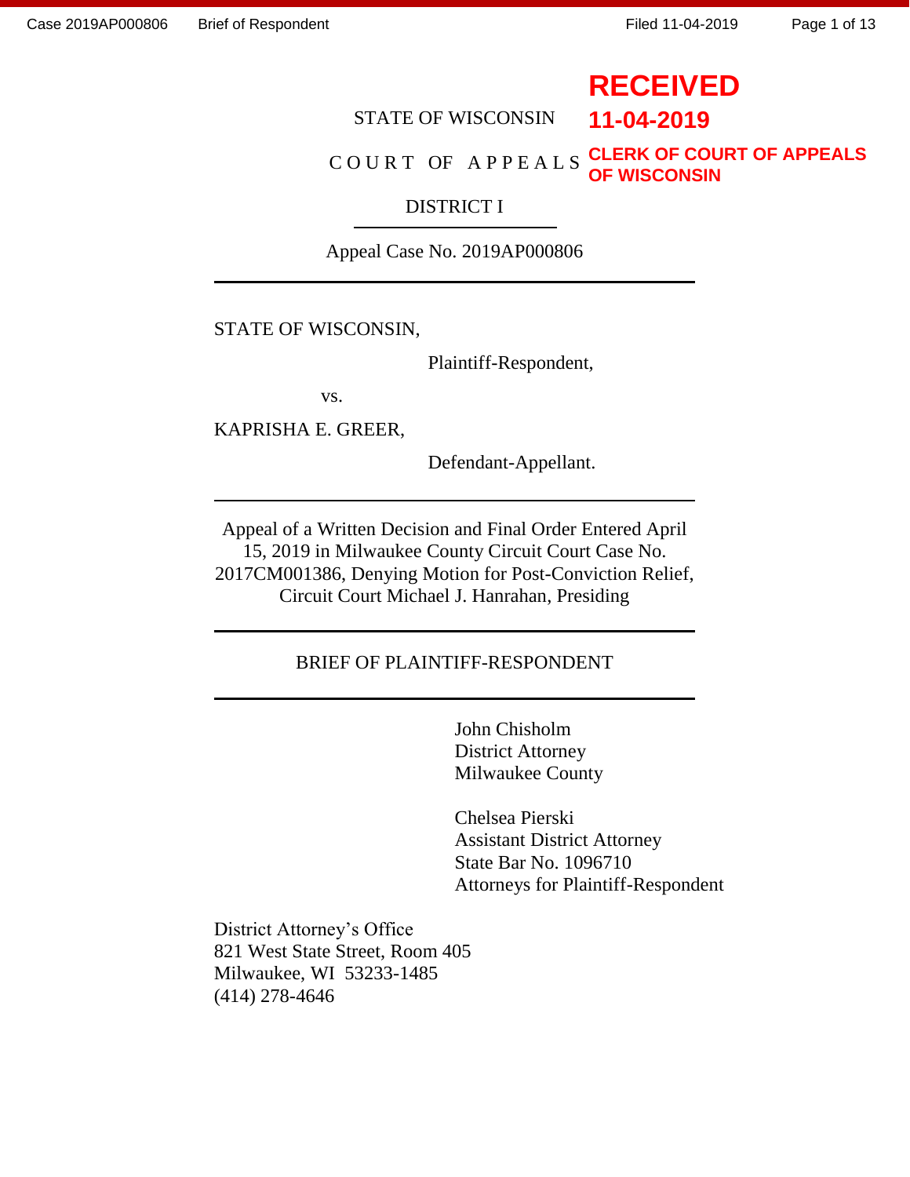RECEIVED
11-04-2019
CLERK OF COURT OF APPEALS
OF WISCONSIN

STATE OF WISCONSIN

COURT OF APPEALS

DISTRICT I

Appeal Case No. 2019AP000806

---

STATE OF WISCONSIN,

Plaintiff-Respondent,

vs.

KAPRISHA E. GREER,

Defendant-Appellant.

---

Appeal of a Written Decision and Final Order Entered April 15, 2019 in Milwaukee County Circuit Court Case No. 2017CM001386, Denying Motion for Post-Conviction Relief, Circuit Court Michael J. Hanrahan, Presiding

---

BRIEF OF PLAINTIFF-RESPONDENT

---

John Chisholm
District Attorney
Milwaukee County

Chelsea Pierski
Assistant District Attorney
State Bar No. 1096710
Attorneys for Plaintiff-Respondent

District Attorney's Office
821 West State Street, Room 405
Milwaukee, WI 53233-1485
(414) 278-4646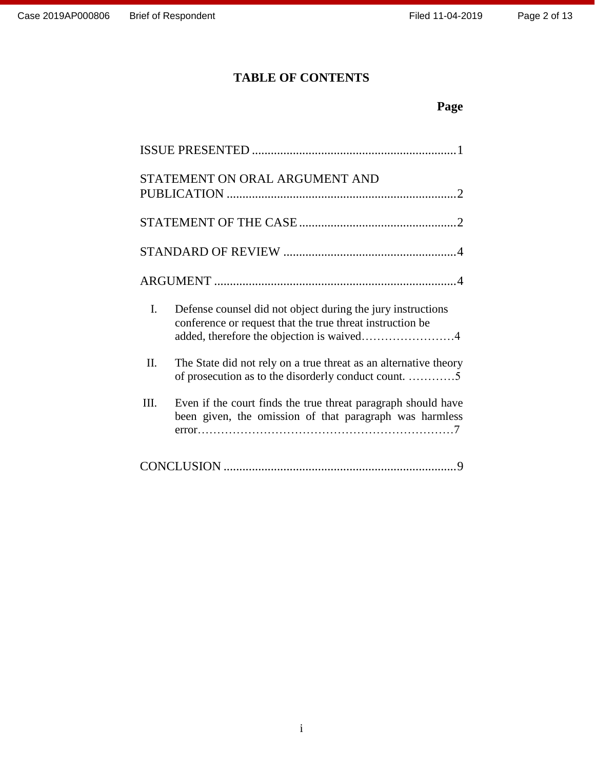# TABLE OF CONTENTS

**Page**

ISSUE PRESENTED .................................................................1

STATEMENT ON ORAL ARGUMENT AND PUBLICATION .........................................................................2

STATEMENT OF THE CASE ..................................................2

STANDARD OF REVIEW .......................................................4

ARGUMENT ............................................................................4

I. Defense counsel did not object during the jury instructions conference or request that the true threat instruction be added, therefore the objection is waived……………………4

II. The State did not rely on a true threat as an alternative theory of prosecution as to the disorderly conduct count. …………5

III. Even if the court finds the true threat paragraph should have been given, the omission of that paragraph was harmless error…………………………………………………………7

CONCLUSION ..........................................................................9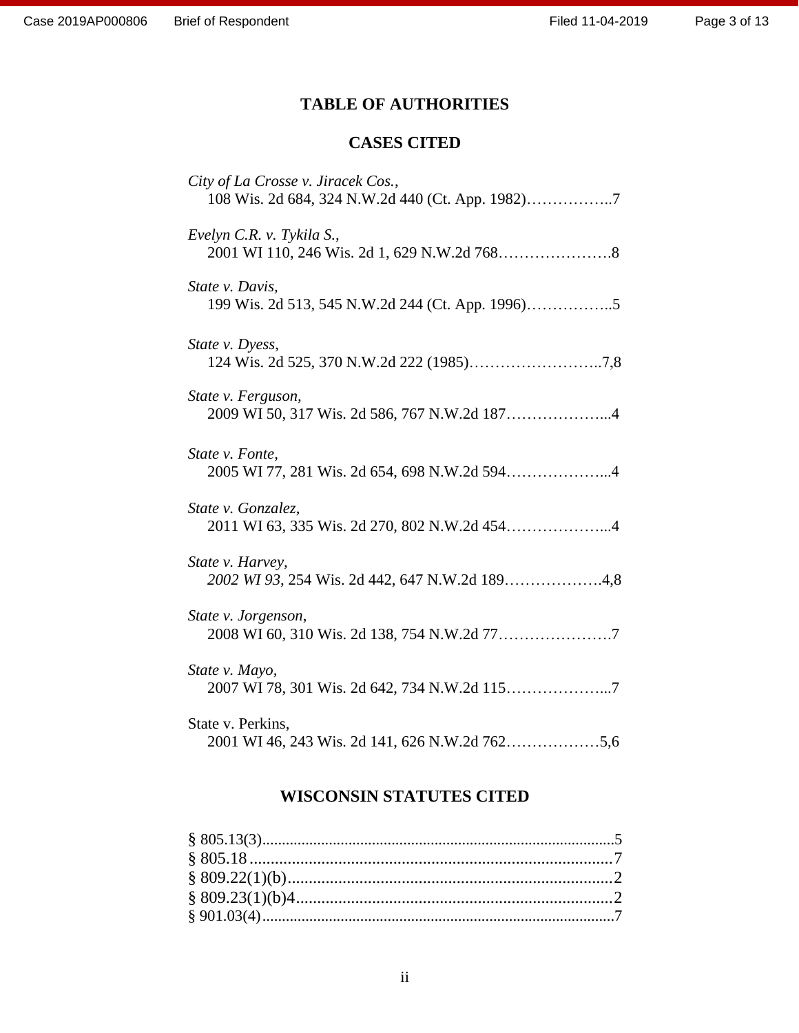## TABLE OF AUTHORITIES

### CASES CITED

*City of La Crosse v. Jiracek Cos.*,
108 Wis. 2d 684, 324 N.W.2d 440 (Ct. App. 1982)……………..7

*Evelyn C.R. v. Tykila S.*,
2001 WI 110, 246 Wis. 2d 1, 629 N.W.2d 768…………………8

*State v. Davis*,
199 Wis. 2d 513, 545 N.W.2d 244 (Ct. App. 1996)……………..5

*State v. Dyess*,
124 Wis. 2d 525, 370 N.W.2d 222 (1985)……………………..7,8

*State v. Ferguson*,
2009 WI 50, 317 Wis. 2d 586, 767 N.W.2d 187………………...4

*State v. Fonte*,
2005 WI 77, 281 Wis. 2d 654, 698 N.W.2d 594………………...4

*State v. Gonzalez*,
2011 WI 63, 335 Wis. 2d 270, 802 N.W.2d 454………………...4

*State v. Harvey*,
*2002 WI 93*, 254 Wis. 2d 442, 647 N.W.2d 189……………….4,8

*State v. Jorgenson*,
2008 WI 60, 310 Wis. 2d 138, 754 N.W.2d 77…………………7

*State v. Mayo*,
2007 WI 78, 301 Wis. 2d 642, 734 N.W.2d 115………………...7

State v. Perkins,
2001 WI 46, 243 Wis. 2d 141, 626 N.W.2d 762………………5,6

### WISCONSIN STATUTES CITED

§ 805.13(3)........................................................................................5
§ 805.18 ......................................................................................7
§ 809.22(1)(b)............................................................................2
§ 809.23(1)(b)4..........................................................................2
§ 901.03(4)........................................................................................7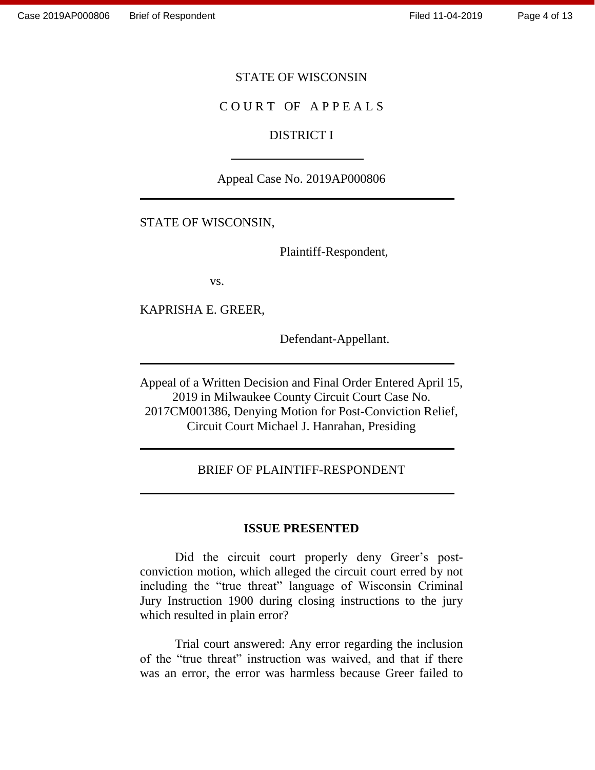STATE OF WISCONSIN

COURT OF APPEALS

DISTRICT I

---

Appeal Case No. 2019AP000806

---

STATE OF WISCONSIN,

Plaintiff-Respondent,

vs.

KAPRISHA E. GREER,

Defendant-Appellant.

---

Appeal of a Written Decision and Final Order Entered April 15, 2019 in Milwaukee County Circuit Court Case No. 2017CM001386, Denying Motion for Post-Conviction Relief, Circuit Court Michael J. Hanrahan, Presiding

---

BRIEF OF PLAINTIFF-RESPONDENT

---

## ISSUE PRESENTED

Did the circuit court properly deny Greer's post-conviction motion, which alleged the circuit court erred by not including the "true threat" language of Wisconsin Criminal Jury Instruction 1900 during closing instructions to the jury which resulted in plain error?

Trial court answered: Any error regarding the inclusion of the "true threat" instruction was waived, and that if there was an error, the error was harmless because Greer failed to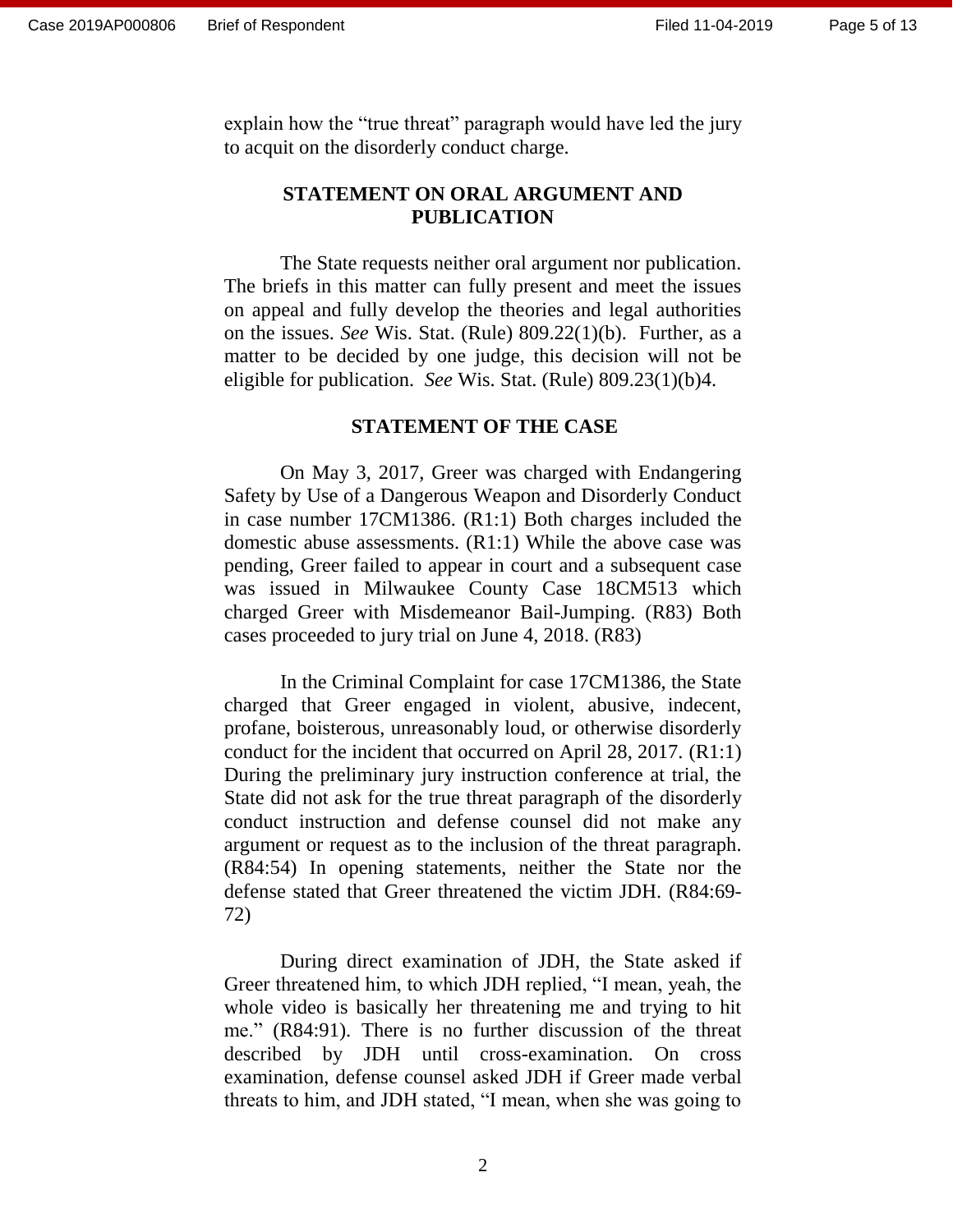explain how the "true threat" paragraph would have led the jury to acquit on the disorderly conduct charge.

## STATEMENT ON ORAL ARGUMENT AND PUBLICATION

The State requests neither oral argument nor publication. The briefs in this matter can fully present and meet the issues on appeal and fully develop the theories and legal authorities on the issues. *See* Wis. Stat. (Rule) 809.22(1)(b). Further, as a matter to be decided by one judge, this decision will not be eligible for publication. *See* Wis. Stat. (Rule) 809.23(1)(b)4.

## STATEMENT OF THE CASE

On May 3, 2017, Greer was charged with Endangering Safety by Use of a Dangerous Weapon and Disorderly Conduct in case number 17CM1386. (R1:1) Both charges included the domestic abuse assessments. (R1:1) While the above case was pending, Greer failed to appear in court and a subsequent case was issued in Milwaukee County Case 18CM513 which charged Greer with Misdemeanor Bail-Jumping. (R83) Both cases proceeded to jury trial on June 4, 2018. (R83)

In the Criminal Complaint for case 17CM1386, the State charged that Greer engaged in violent, abusive, indecent, profane, boisterous, unreasonably loud, or otherwise disorderly conduct for the incident that occurred on April 28, 2017. (R1:1) During the preliminary jury instruction conference at trial, the State did not ask for the true threat paragraph of the disorderly conduct instruction and defense counsel did not make any argument or request as to the inclusion of the threat paragraph. (R84:54) In opening statements, neither the State nor the defense stated that Greer threatened the victim JDH. (R84:69-72)

During direct examination of JDH, the State asked if Greer threatened him, to which JDH replied, "I mean, yeah, the whole video is basically her threatening me and trying to hit me." (R84:91). There is no further discussion of the threat described by JDH until cross-examination. On cross examination, defense counsel asked JDH if Greer made verbal threats to him, and JDH stated, "I mean, when she was going to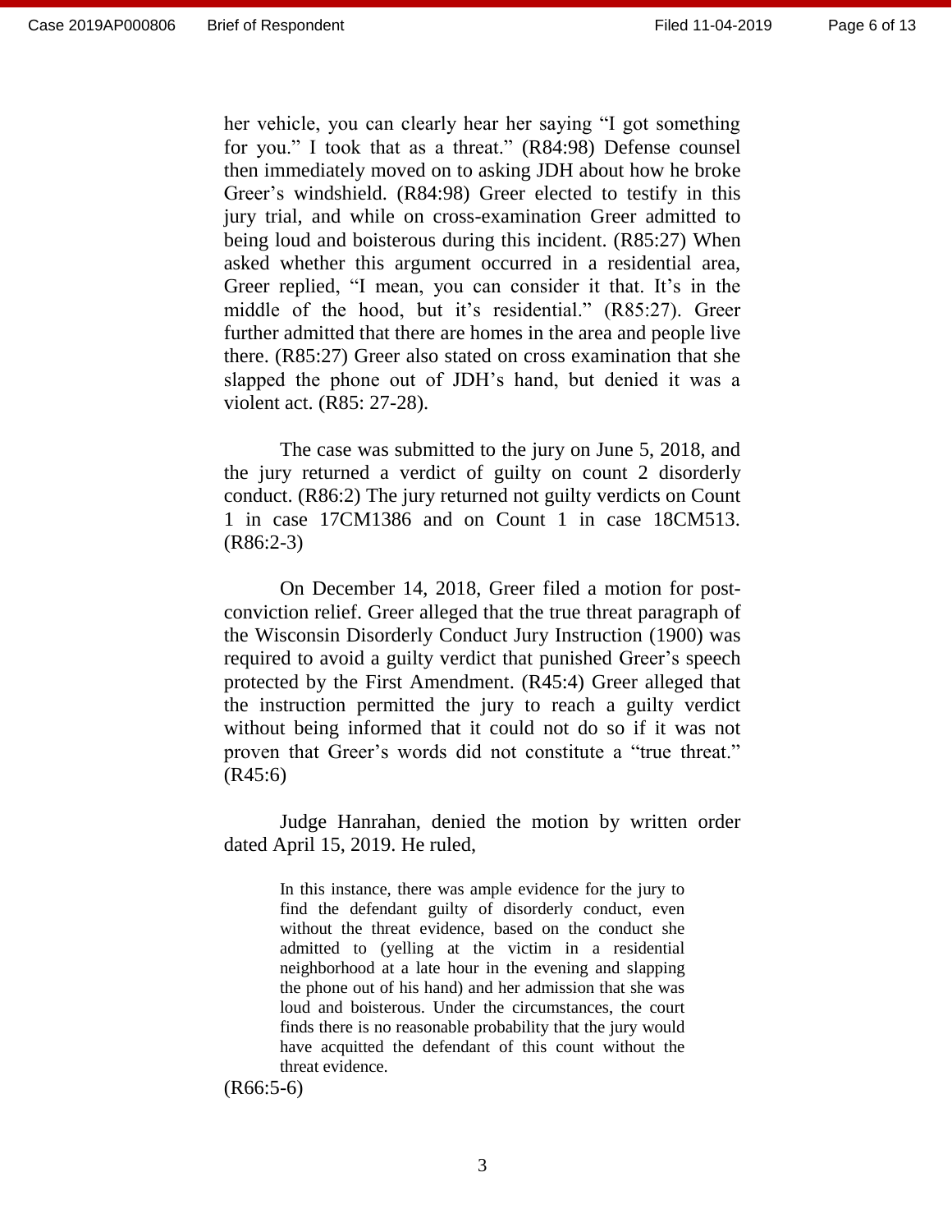her vehicle, you can clearly hear her saying "I got something for you." I took that as a threat." (R84:98) Defense counsel then immediately moved on to asking JDH about how he broke Greer's windshield. (R84:98) Greer elected to testify in this jury trial, and while on cross-examination Greer admitted to being loud and boisterous during this incident. (R85:27) When asked whether this argument occurred in a residential area, Greer replied, "I mean, you can consider it that. It's in the middle of the hood, but it's residential." (R85:27). Greer further admitted that there are homes in the area and people live there. (R85:27) Greer also stated on cross examination that she slapped the phone out of JDH's hand, but denied it was a violent act. (R85: 27-28).

The case was submitted to the jury on June 5, 2018, and the jury returned a verdict of guilty on count 2 disorderly conduct. (R86:2) The jury returned not guilty verdicts on Count 1 in case 17CM1386 and on Count 1 in case 18CM513. (R86:2-3)

On December 14, 2018, Greer filed a motion for post-conviction relief. Greer alleged that the true threat paragraph of the Wisconsin Disorderly Conduct Jury Instruction (1900) was required to avoid a guilty verdict that punished Greer's speech protected by the First Amendment. (R45:4) Greer alleged that the instruction permitted the jury to reach a guilty verdict without being informed that it could not do so if it was not proven that Greer's words did not constitute a "true threat." (R45:6)

Judge Hanrahan, denied the motion by written order dated April 15, 2019. He ruled,

> In this instance, there was ample evidence for the jury to find the defendant guilty of disorderly conduct, even without the threat evidence, based on the conduct she admitted to (yelling at the victim in a residential neighborhood at a late hour in the evening and slapping the phone out of his hand) and her admission that she was loud and boisterous. Under the circumstances, the court finds there is no reasonable probability that the jury would have acquitted the defendant of this count without the threat evidence.

(R66:5-6)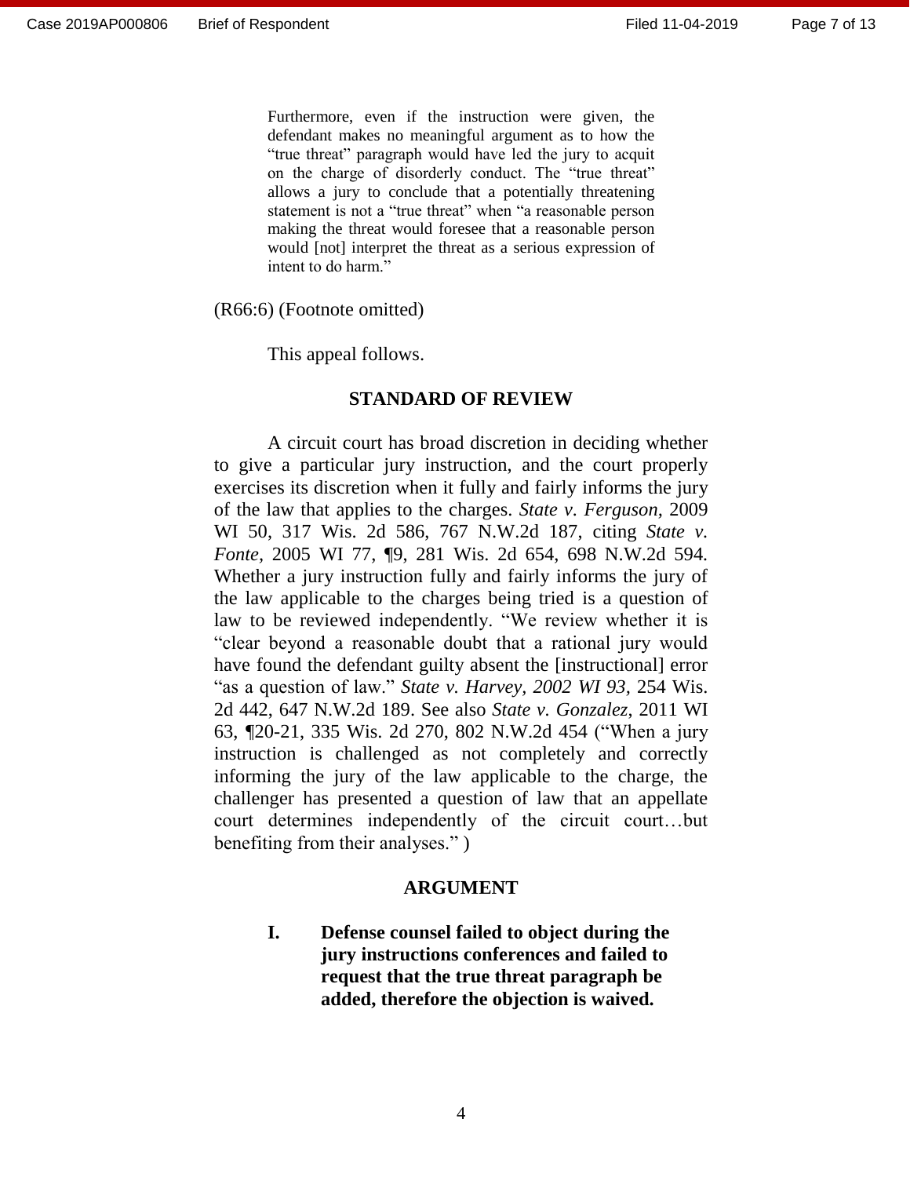> Furthermore, even if the instruction were given, the defendant makes no meaningful argument as to how the "true threat" paragraph would have led the jury to acquit on the charge of disorderly conduct. The "true threat" allows a jury to conclude that a potentially threatening statement is not a "true threat" when "a reasonable person making the threat would foresee that a reasonable person would [not] interpret the threat as a serious expression of intent to do harm."

(R66:6) (Footnote omitted)

This appeal follows.

## STANDARD OF REVIEW

A circuit court has broad discretion in deciding whether to give a particular jury instruction, and the court properly exercises its discretion when it fully and fairly informs the jury of the law that applies to the charges. *State v. Ferguson*, 2009 WI 50, 317 Wis. 2d 586, 767 N.W.2d 187, citing *State v. Fonte*, 2005 WI 77, ¶9, 281 Wis. 2d 654, 698 N.W.2d 594. Whether a jury instruction fully and fairly informs the jury of the law applicable to the charges being tried is a question of law to be reviewed independently. "We review whether it is "clear beyond a reasonable doubt that a rational jury would have found the defendant guilty absent the [instructional] error "as a question of law." *State v. Harvey, 2002 WI 93*, 254 Wis. 2d 442, 647 N.W.2d 189. See also *State v. Gonzalez*, 2011 WI 63, ¶20-21, 335 Wis. 2d 270, 802 N.W.2d 454 ("When a jury instruction is challenged as not completely and correctly informing the jury of the law applicable to the charge, the challenger has presented a question of law that an appellate court determines independently of the circuit court…but benefiting from their analyses." )

## ARGUMENT

### I. Defense counsel failed to object during the jury instructions conferences and failed to request that the true threat paragraph be added, therefore the objection is waived.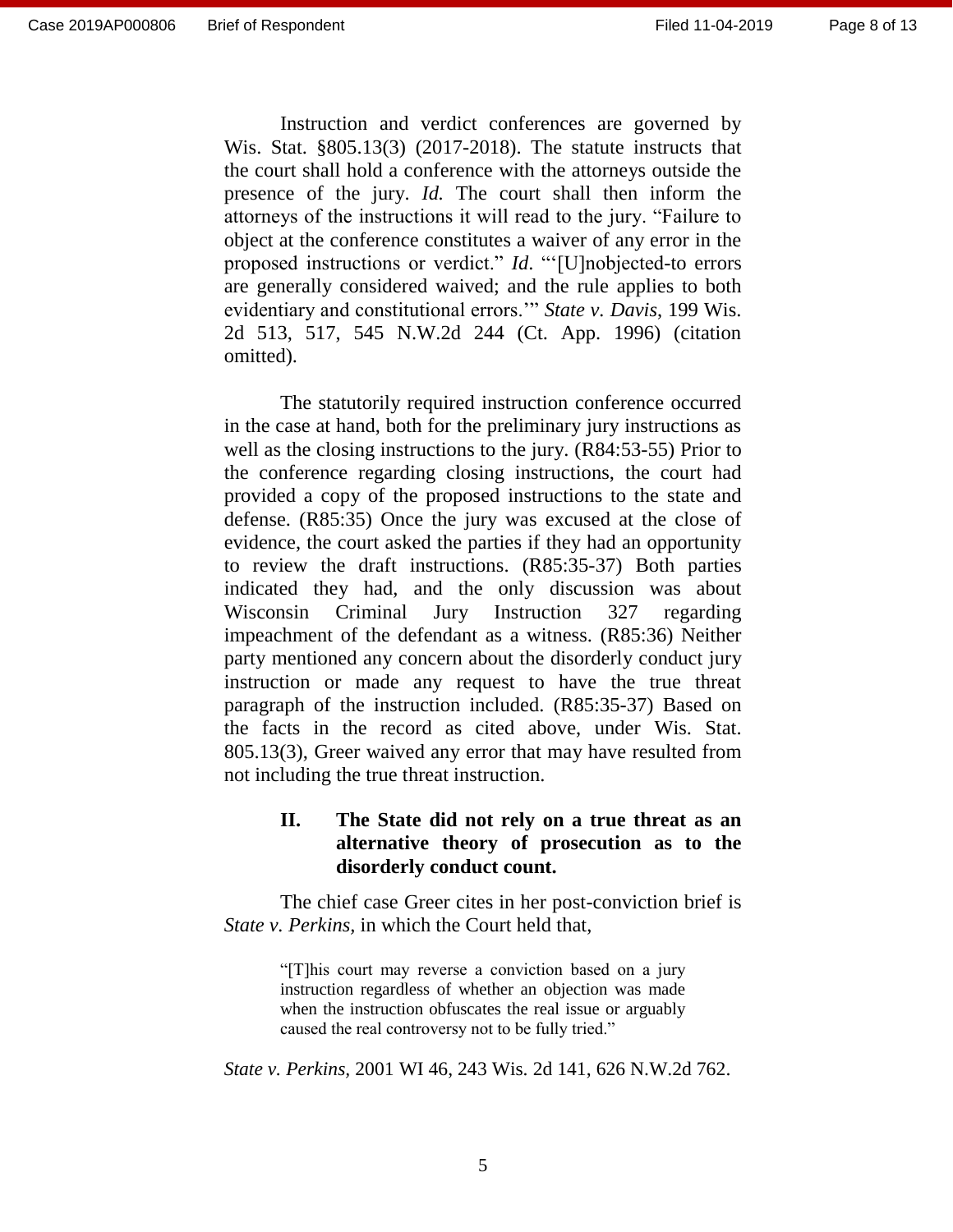Instruction and verdict conferences are governed by Wis. Stat. §805.13(3) (2017-2018). The statute instructs that the court shall hold a conference with the attorneys outside the presence of the jury. *Id.* The court shall then inform the attorneys of the instructions it will read to the jury. "Failure to object at the conference constitutes a waiver of any error in the proposed instructions or verdict." *Id*. "'[U]nobjected-to errors are generally considered waived; and the rule applies to both evidentiary and constitutional errors.'" *State v. Davis*, 199 Wis. 2d 513, 517, 545 N.W.2d 244 (Ct. App. 1996) (citation omitted).

The statutorily required instruction conference occurred in the case at hand, both for the preliminary jury instructions as well as the closing instructions to the jury. (R84:53-55) Prior to the conference regarding closing instructions, the court had provided a copy of the proposed instructions to the state and defense. (R85:35) Once the jury was excused at the close of evidence, the court asked the parties if they had an opportunity to review the draft instructions. (R85:35-37) Both parties indicated they had, and the only discussion was about Wisconsin Criminal Jury Instruction 327 regarding impeachment of the defendant as a witness. (R85:36) Neither party mentioned any concern about the disorderly conduct jury instruction or made any request to have the true threat paragraph of the instruction included. (R85:35-37) Based on the facts in the record as cited above, under Wis. Stat. 805.13(3), Greer waived any error that may have resulted from not including the true threat instruction.

## II. The State did not rely on a true threat as an alternative theory of prosecution as to the disorderly conduct count.

The chief case Greer cites in her post-conviction brief is *State v. Perkins,* in which the Court held that,

> "[T]his court may reverse a conviction based on a jury instruction regardless of whether an objection was made when the instruction obfuscates the real issue or arguably caused the real controversy not to be fully tried."

*State v. Perkins,* 2001 WI 46, 243 Wis. 2d 141, 626 N.W.2d 762.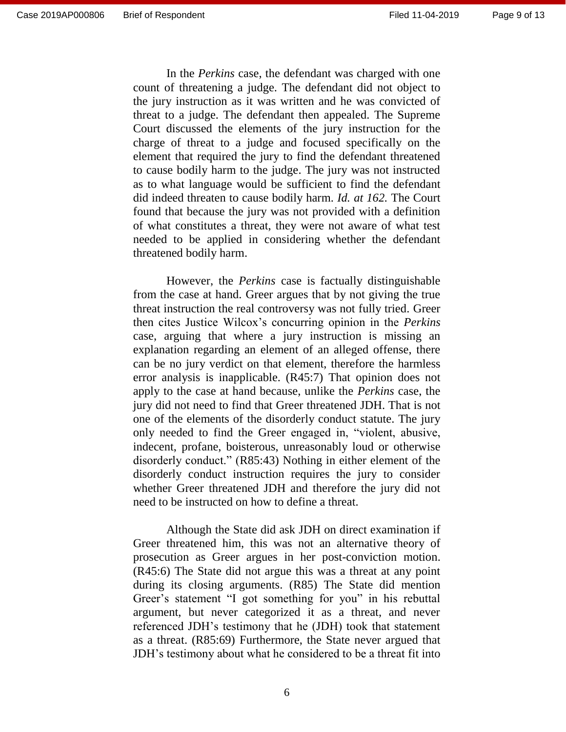In the *Perkins* case, the defendant was charged with one count of threatening a judge. The defendant did not object to the jury instruction as it was written and he was convicted of threat to a judge. The defendant then appealed. The Supreme Court discussed the elements of the jury instruction for the charge of threat to a judge and focused specifically on the element that required the jury to find the defendant threatened to cause bodily harm to the judge. The jury was not instructed as to what language would be sufficient to find the defendant did indeed threaten to cause bodily harm. *Id. at 162.* The Court found that because the jury was not provided with a definition of what constitutes a threat, they were not aware of what test needed to be applied in considering whether the defendant threatened bodily harm.

However, the *Perkins* case is factually distinguishable from the case at hand. Greer argues that by not giving the true threat instruction the real controversy was not fully tried. Greer then cites Justice Wilcox's concurring opinion in the *Perkins* case, arguing that where a jury instruction is missing an explanation regarding an element of an alleged offense, there can be no jury verdict on that element, therefore the harmless error analysis is inapplicable. (R45:7) That opinion does not apply to the case at hand because, unlike the *Perkins* case, the jury did not need to find that Greer threatened JDH. That is not one of the elements of the disorderly conduct statute. The jury only needed to find the Greer engaged in, "violent, abusive, indecent, profane, boisterous, unreasonably loud or otherwise disorderly conduct." (R85:43) Nothing in either element of the disorderly conduct instruction requires the jury to consider whether Greer threatened JDH and therefore the jury did not need to be instructed on how to define a threat.

Although the State did ask JDH on direct examination if Greer threatened him, this was not an alternative theory of prosecution as Greer argues in her post-conviction motion. (R45:6) The State did not argue this was a threat at any point during its closing arguments. (R85) The State did mention Greer's statement "I got something for you" in his rebuttal argument, but never categorized it as a threat, and never referenced JDH's testimony that he (JDH) took that statement as a threat. (R85:69) Furthermore, the State never argued that JDH's testimony about what he considered to be a threat fit into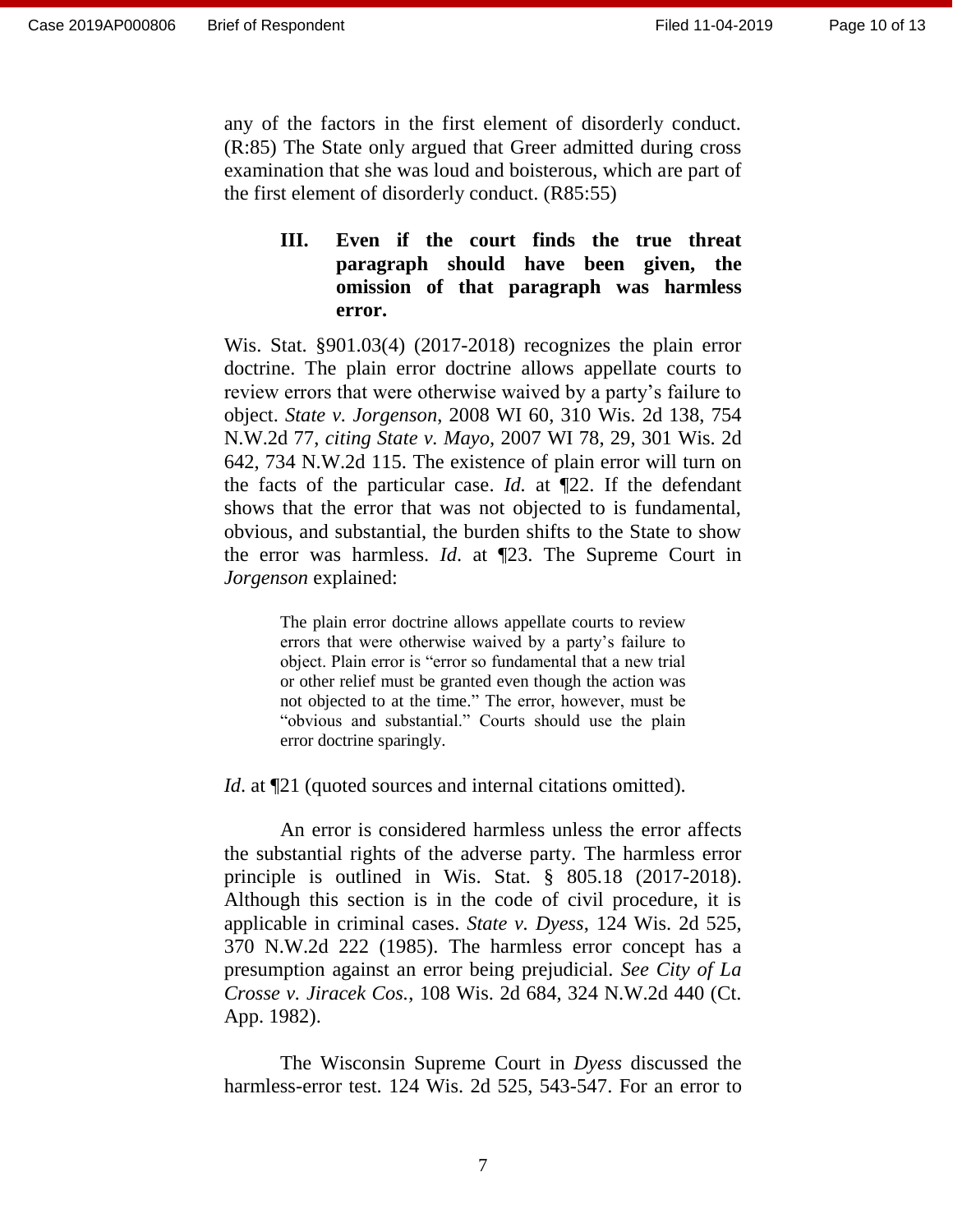any of the factors in the first element of disorderly conduct. (R:85) The State only argued that Greer admitted during cross examination that she was loud and boisterous, which are part of the first element of disorderly conduct. (R85:55)

### III. Even if the court finds the true threat paragraph should have been given, the omission of that paragraph was harmless error.

Wis. Stat. §901.03(4) (2017-2018) recognizes the plain error doctrine. The plain error doctrine allows appellate courts to review errors that were otherwise waived by a party's failure to object. *State v. Jorgenson*, 2008 WI 60, 310 Wis. 2d 138, 754 N.W.2d 77, *citing State v. Mayo,* 2007 WI 78, 29, 301 Wis. 2d 642, 734 N.W.2d 115. The existence of plain error will turn on the facts of the particular case. *Id.* at ¶22. If the defendant shows that the error that was not objected to is fundamental, obvious, and substantial, the burden shifts to the State to show the error was harmless. *Id*. at ¶23. The Supreme Court in *Jorgenson* explained:

> The plain error doctrine allows appellate courts to review errors that were otherwise waived by a party's failure to object. Plain error is "error so fundamental that a new trial or other relief must be granted even though the action was not objected to at the time." The error, however, must be "obvious and substantial." Courts should use the plain error doctrine sparingly.

*Id*. at ¶21 (quoted sources and internal citations omitted).

An error is considered harmless unless the error affects the substantial rights of the adverse party. The harmless error principle is outlined in Wis. Stat. § 805.18 (2017-2018). Although this section is in the code of civil procedure, it is applicable in criminal cases. *State v. Dyess*, 124 Wis. 2d 525, 370 N.W.2d 222 (1985). The harmless error concept has a presumption against an error being prejudicial. *See City of La Crosse v. Jiracek Cos.*, 108 Wis. 2d 684, 324 N.W.2d 440 (Ct. App. 1982).

The Wisconsin Supreme Court in *Dyess* discussed the harmless-error test. 124 Wis. 2d 525, 543-547. For an error to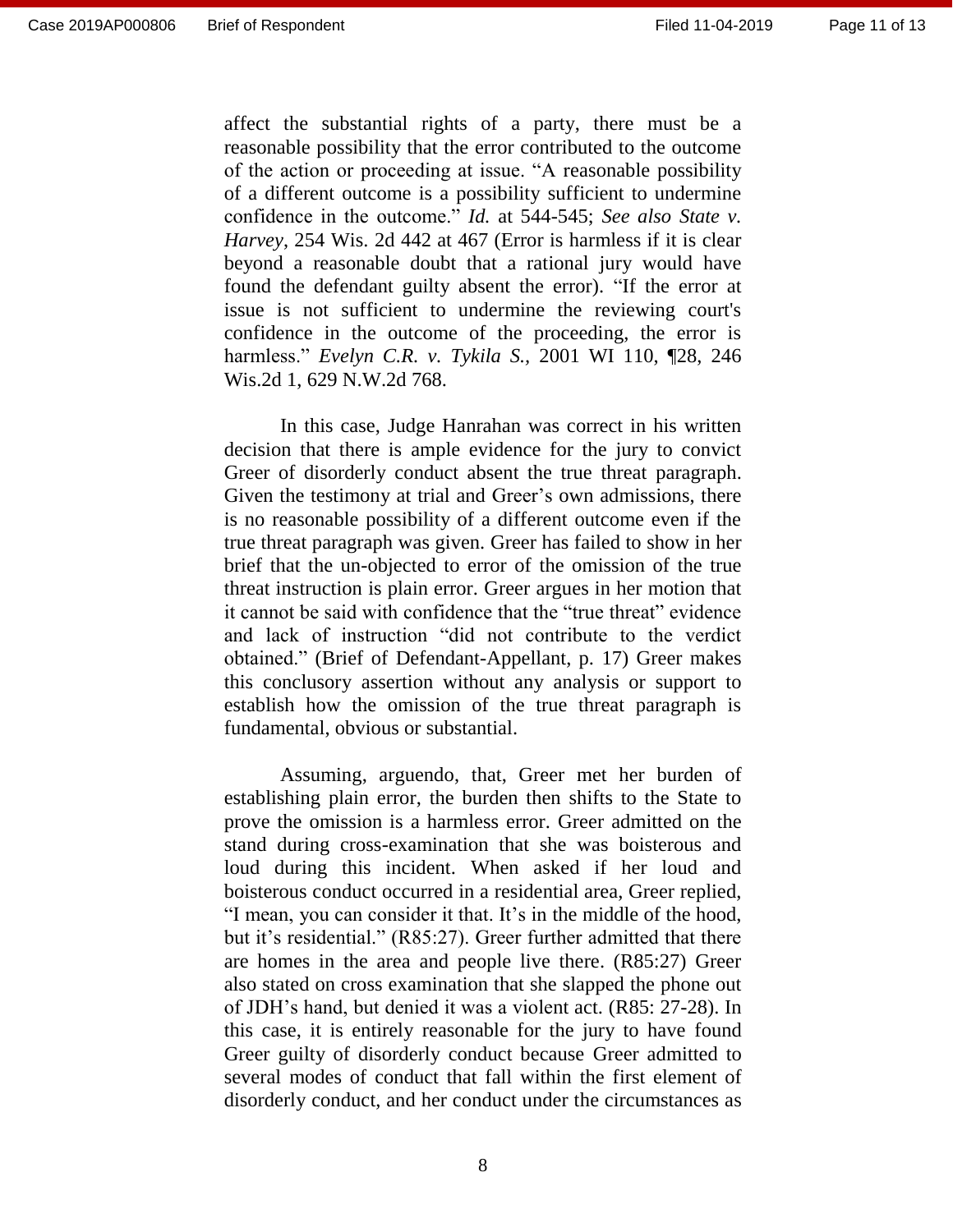affect the substantial rights of a party, there must be a reasonable possibility that the error contributed to the outcome of the action or proceeding at issue. "A reasonable possibility of a different outcome is a possibility sufficient to undermine confidence in the outcome." *Id.* at 544-545; *See also State v. Harvey*, 254 Wis. 2d 442 at 467 (Error is harmless if it is clear beyond a reasonable doubt that a rational jury would have found the defendant guilty absent the error). "If the error at issue is not sufficient to undermine the reviewing court's confidence in the outcome of the proceeding, the error is harmless." *Evelyn C.R. v. Tykila S.*, 2001 WI 110, ¶28, 246 Wis.2d 1, 629 N.W.2d 768.

In this case, Judge Hanrahan was correct in his written decision that there is ample evidence for the jury to convict Greer of disorderly conduct absent the true threat paragraph. Given the testimony at trial and Greer's own admissions, there is no reasonable possibility of a different outcome even if the true threat paragraph was given. Greer has failed to show in her brief that the un-objected to error of the omission of the true threat instruction is plain error. Greer argues in her motion that it cannot be said with confidence that the "true threat" evidence and lack of instruction "did not contribute to the verdict obtained." (Brief of Defendant-Appellant, p. 17) Greer makes this conclusory assertion without any analysis or support to establish how the omission of the true threat paragraph is fundamental, obvious or substantial.

Assuming, arguendo, that, Greer met her burden of establishing plain error, the burden then shifts to the State to prove the omission is a harmless error. Greer admitted on the stand during cross-examination that she was boisterous and loud during this incident. When asked if her loud and boisterous conduct occurred in a residential area, Greer replied, "I mean, you can consider it that. It's in the middle of the hood, but it's residential." (R85:27). Greer further admitted that there are homes in the area and people live there. (R85:27) Greer also stated on cross examination that she slapped the phone out of JDH's hand, but denied it was a violent act. (R85: 27-28). In this case, it is entirely reasonable for the jury to have found Greer guilty of disorderly conduct because Greer admitted to several modes of conduct that fall within the first element of disorderly conduct, and her conduct under the circumstances as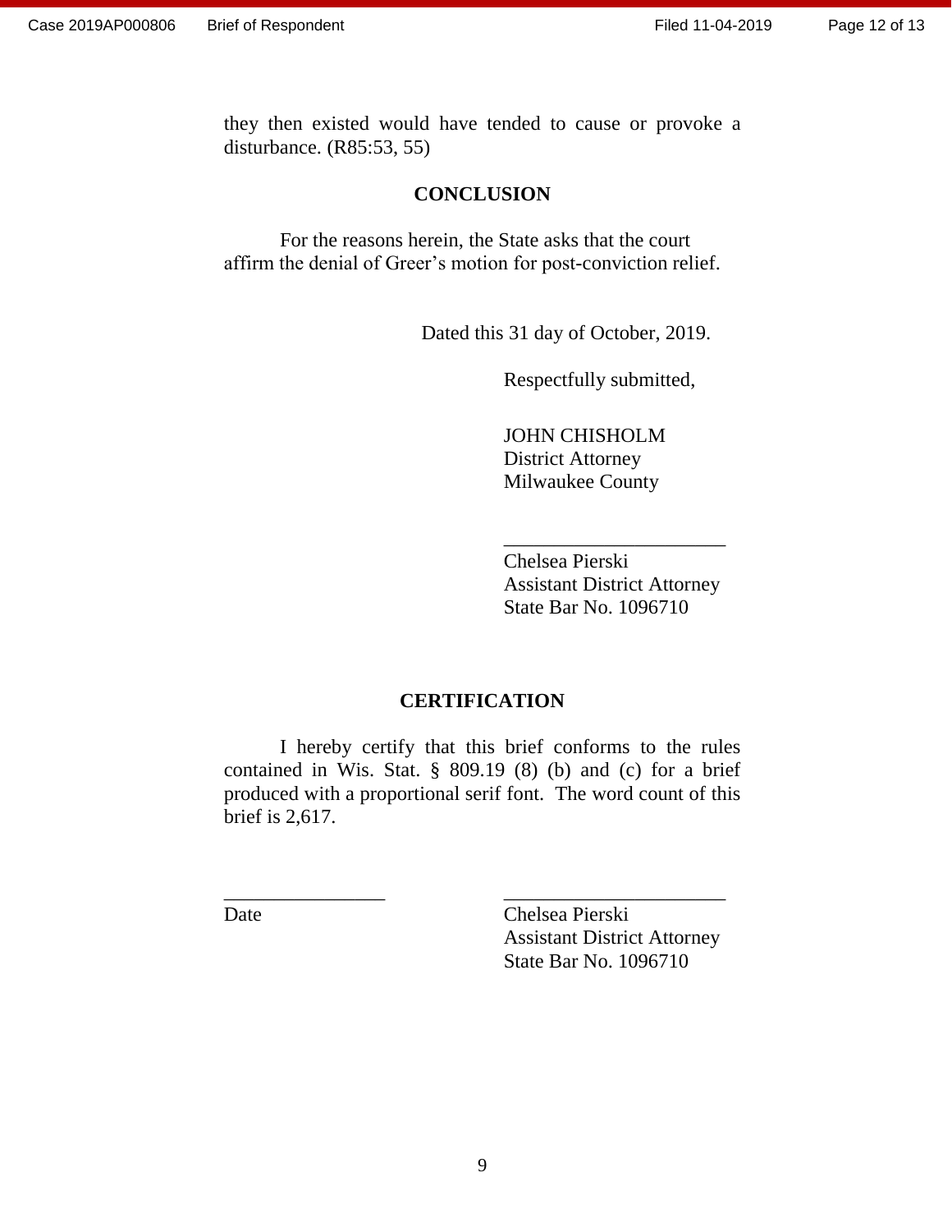they then existed would have tended to cause or provoke a disturbance. (R85:53, 55)

## CONCLUSION

For the reasons herein, the State asks that the court affirm the denial of Greer's motion for post-conviction relief.

Dated this 31 day of October, 2019.

Respectfully submitted,

JOHN CHISHOLM
District Attorney
Milwaukee County

______________________
Chelsea Pierski
Assistant District Attorney
State Bar No. 1096710

## CERTIFICATION

I hereby certify that this brief conforms to the rules contained in Wis. Stat. § 809.19 (8) (b) and (c) for a brief produced with a proportional serif font. The word count of this brief is 2,617.

________________
Date

______________________
Chelsea Pierski
Assistant District Attorney
State Bar No. 1096710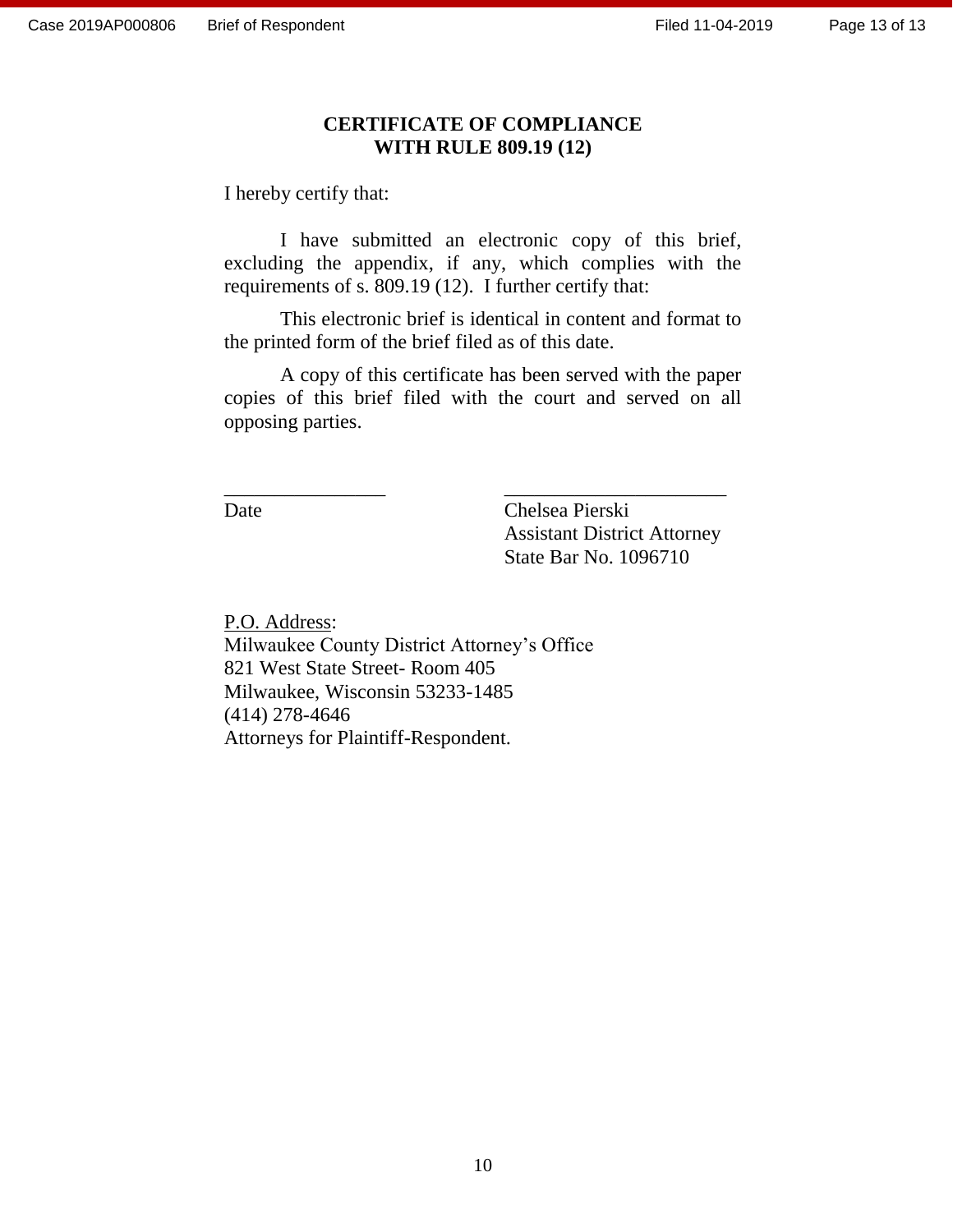**CERTIFICATE OF COMPLIANCE**
**WITH RULE 809.19 (12)**

I hereby certify that:

I have submitted an electronic copy of this brief, excluding the appendix, if any, which complies with the requirements of s. 809.19 (12). I further certify that:

This electronic brief is identical in content and format to the printed form of the brief filed as of this date.

A copy of this certificate has been served with the paper copies of this brief filed with the court and served on all opposing parties.

________________ ________________________
Date Chelsea Pierski
Assistant District Attorney
State Bar No. 1096710

P.O. Address:
Milwaukee County District Attorney's Office
821 West State Street- Room 405
Milwaukee, Wisconsin 53233-1485
(414) 278-4646
Attorneys for Plaintiff-Respondent.